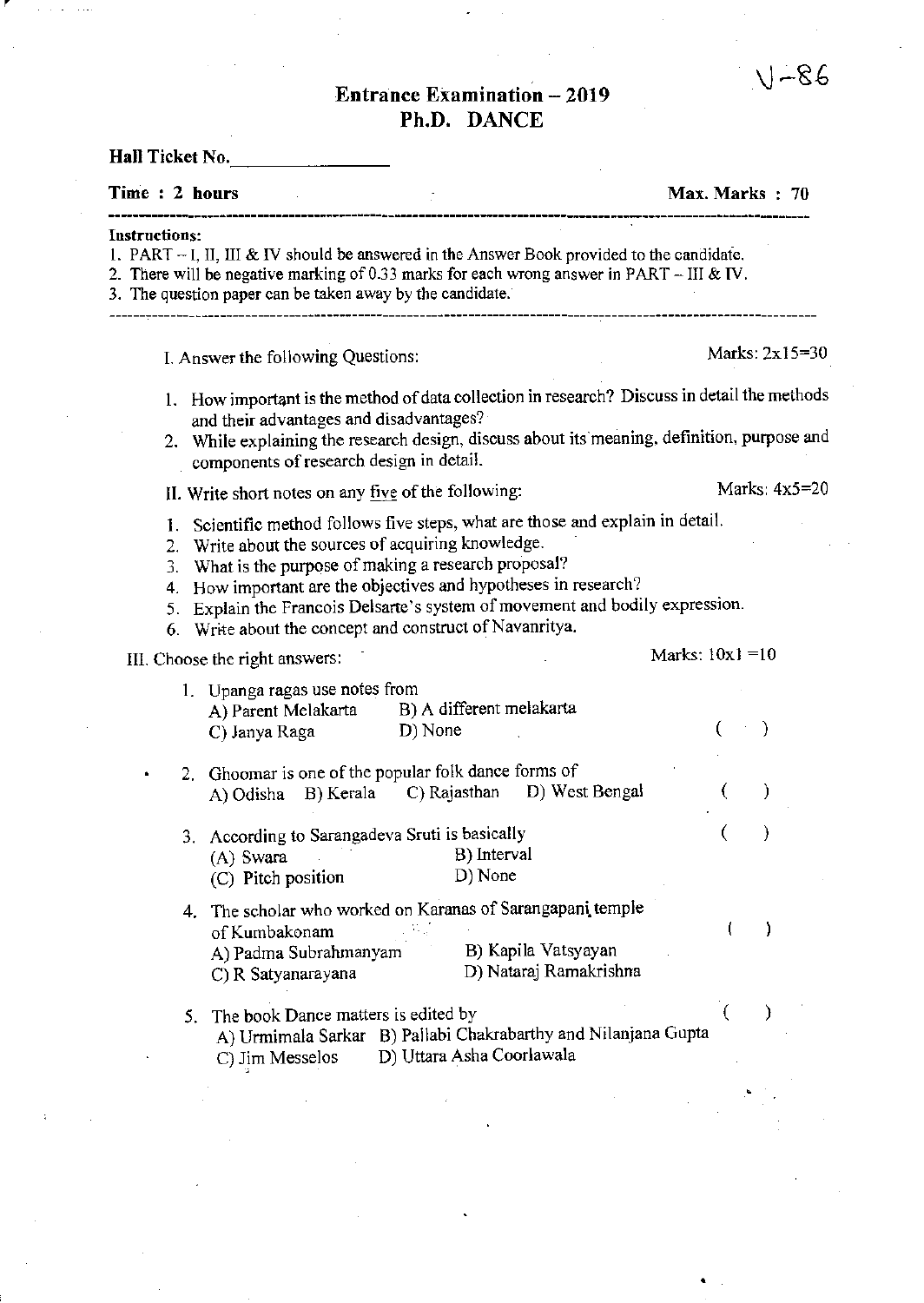V-86

# Entrance Examination – 2019
## Ph.D. DANCE

**Hall Ticket No.**________________

**Time : 2 hours** **Max. Marks : 70**

**Instructions:**
1. PART – I, II, III & IV should be answered in the Answer Book provided to the candidate.
2. There will be negative marking of 0.33 marks for each wrong answer in PART – III & IV.
3. The question paper can be taken away by the candidate.

I. Answer the following Questions: Marks: 2x15=30

1. How important is the method of data collection in research? Discuss in detail the methods and their advantages and disadvantages?
2. While explaining the research design, discuss about its meaning, definition, purpose and components of research design in detail.

II. Write short notes on any five of the following: Marks: 4x5=20

1. Scientific method follows five steps, what are those and explain in detail.
2. Write about the sources of acquiring knowledge.
3. What is the purpose of making a research proposal?
4. How important are the objectives and hypotheses in research?
5. Explain the Francois Delsarte's system of movement and bodily expression.
6. Write about the concept and construct of Navanritya.

III. Choose the right answers: Marks: 10x1 =10

1. Upanga ragas use notes from ( )
   A) Parent Melakarta B) A different melakarta
   C) Janya Raga D) None

2. Ghoomar is one of the popular folk dance forms of ( )
   A) Odisha B) Kerala C) Rajasthan D) West Bengal

3. According to Sarangadeva Sruti is basically ( )
   (A) Swara B) Interval
   (C) Pitch position D) None

4. The scholar who worked on Karanas of Sarangapani temple of Kumbakonam ( )
   A) Padma Subrahmanyam B) Kapila Vatsyayan
   C) R Satyanarayana D) Nataraj Ramakrishna

5. The book Dance matters is edited by ( )
   A) Urmimala Sarkar B) Pallabi Chakrabarthy and Nilanjana Gupta
   C) Jim Messelos D) Uttara Asha Coorlawala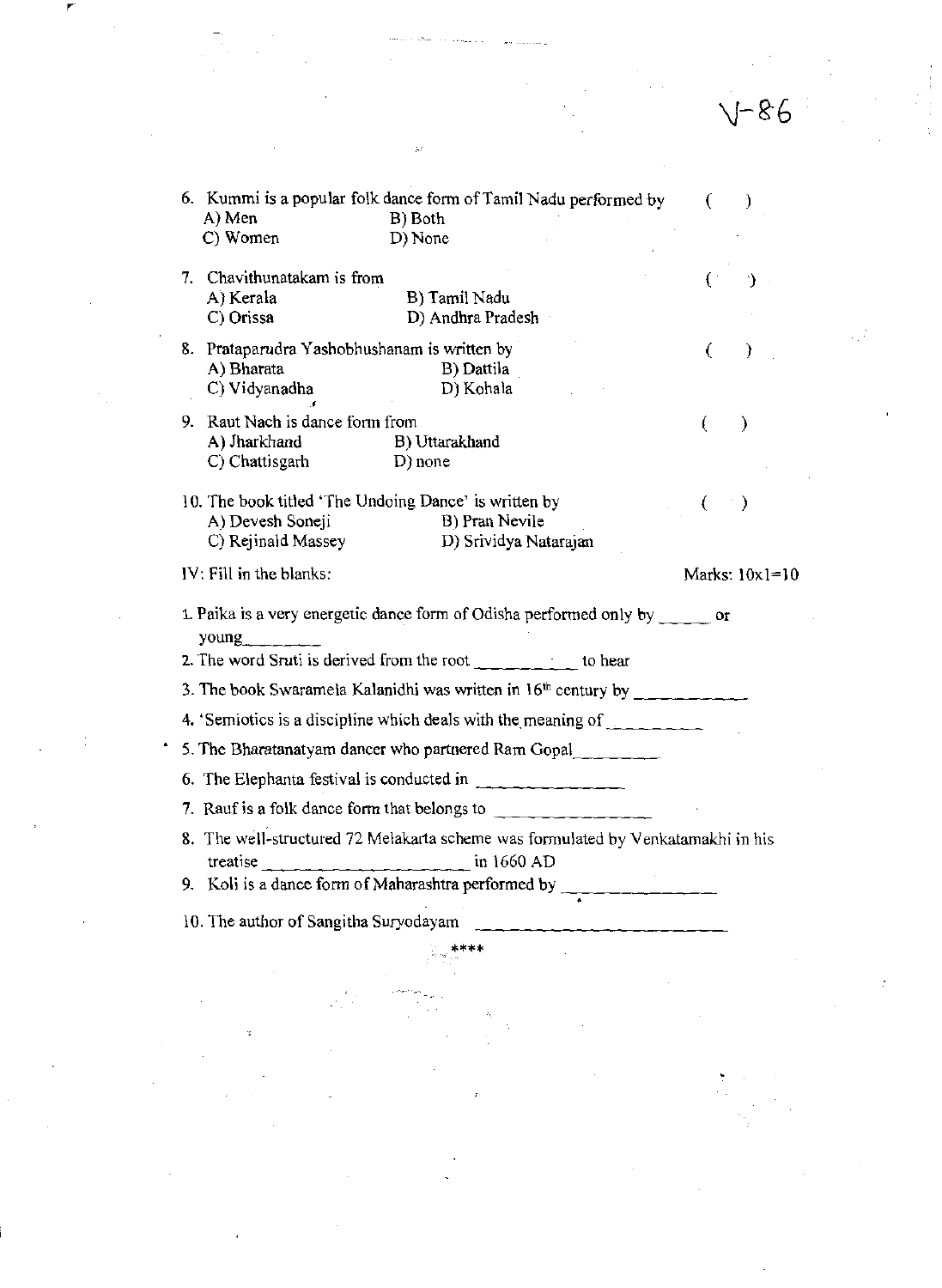V-86

6. Kummi is a popular folk dance form of Tamil Nadu performed by ( )
   A) Men B) Both
   C) Women D) None

7. Chavithunatakam is from ( )
   A) Kerala B) Tamil Nadu
   C) Orissa D) Andhra Pradesh

8. Prataparudra Yashobhushanam is written by ( )
   A) Bharata B) Dattila
   C) Vidyanadha D) Kohala

9. Raut Nach is dance form from ( )
   A) Jharkhand B) Uttarakhand
   C) Chattisgarh D) none

10. The book titled 'The Undoing Dance' is written by ( )
    A) Devesh Soneji B) Pran Nevile
    C) Rejinald Massey D) Srividya Natarajan

IV: Fill in the blanks: Marks: 10x1=10

1. Paika is a very energetic dance form of Odisha performed only by ______ or young________
2. The word Sruti is derived from the root ___________ to hear
3. The book Swaramela Kalanidhi was written in 16th century by ____________
4. 'Semiotics is a discipline which deals with the meaning of _________
5. The Bharatanatyam dancer who partnered Ram Gopal_________
6. The Elephanta festival is conducted in ________________
7. Rauf is a folk dance form that belongs to ________________
8. The well-structured 72 Melakarta scheme was formulated by Venkatamakhi in his treatise _____________________ in 1660 AD
9. Koli is a dance form of Maharashtra performed by ________________
10. The author of Sangitha Suryodayam ___________________________

\*\*\*\*